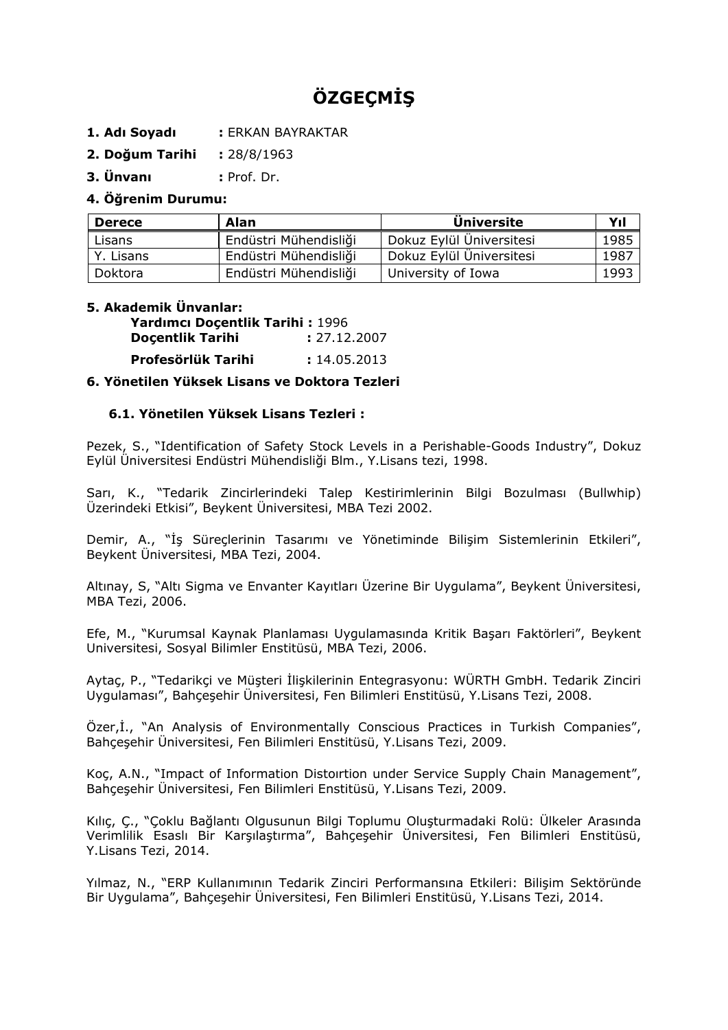# ÖZGEÇMİŞ

**1. Adı Soyadı** : ERKAN BAYRAKTAR

**2. Doğum Tarihi** : 28/8/1963

**3. Ünvanı** : Prof. Dr.

**4. Öğrenim Durumu:**

| Derece | Alan | Üniversite | Yıl |
|---|---|---|---|
| Lisans | Endüstri Mühendisliği | Dokuz Eylül Üniversitesi | 1985 |
| Y. Lisans | Endüstri Mühendisliği | Dokuz Eylül Üniversitesi | 1987 |
| Doktora | Endüstri Mühendisliği | University of Iowa | 1993 |

**5. Akademik Ünvanlar:**

**Yardımcı Doçentlik Tarihi :** 1996
**Doçentlik Tarihi** : 27.12.2007
**Profesörlük Tarihi** : 14.05.2013

### 6. Yönetilen Yüksek Lisans ve Doktora Tezleri

#### 6.1. Yönetilen Yüksek Lisans Tezleri :

Pezek, S., "Identification of Safety Stock Levels in a Perishable-Goods Industry", Dokuz Eylül Üniversitesi Endüstri Mühendisliği Blm., Y.Lisans tezi, 1998.

Sarı, K., "Tedarik Zincirlerindeki Talep Kestirimlerinin Bilgi Bozulması (Bullwhip) Üzerindeki Etkisi", Beykent Üniversitesi, MBA Tezi 2002.

Demir, A., "İş Süreçlerinin Tasarımı ve Yönetiminde Bilişim Sistemlerinin Etkileri", Beykent Üniversitesi, MBA Tezi, 2004.

Altınay, S, "Altı Sigma ve Envanter Kayıtları Üzerine Bir Uygulama", Beykent Üniversitesi, MBA Tezi, 2006.

Efe, M., "Kurumsal Kaynak Planlaması Uygulamasında Kritik Başarı Faktörleri", Beykent Universitesi, Sosyal Bilimler Enstitüsü, MBA Tezi, 2006.

Aytaç, P., "Tedarikçi ve Müşteri İlişkilerinin Entegrasyonu: WÜRTH GmbH. Tedarik Zinciri Uygulaması", Bahçeşehir Üniversitesi, Fen Bilimleri Enstitüsü, Y.Lisans Tezi, 2008.

Özer,İ., "An Analysis of Environmentally Conscious Practices in Turkish Companies", Bahçeşehir Üniversitesi, Fen Bilimleri Enstitüsü, Y.Lisans Tezi, 2009.

Koç, A.N., "Impact of Information Distoırtion under Service Supply Chain Management", Bahçeşehir Üniversitesi, Fen Bilimleri Enstitüsü, Y.Lisans Tezi, 2009.

Kılıç, Ç., "Çoklu Bağlantı Olgusunun Bilgi Toplumu Oluşturmadaki Rolü: Ülkeler Arasında Verimlilik Esaslı Bir Karşılaştırma", Bahçeşehir Üniversitesi, Fen Bilimleri Enstitüsü, Y.Lisans Tezi, 2014.

Yılmaz, N., "ERP Kullanımının Tedarik Zinciri Performansına Etkileri: Bilişim Sektöründe Bir Uygulama", Bahçeşehir Üniversitesi, Fen Bilimleri Enstitüsü, Y.Lisans Tezi, 2014.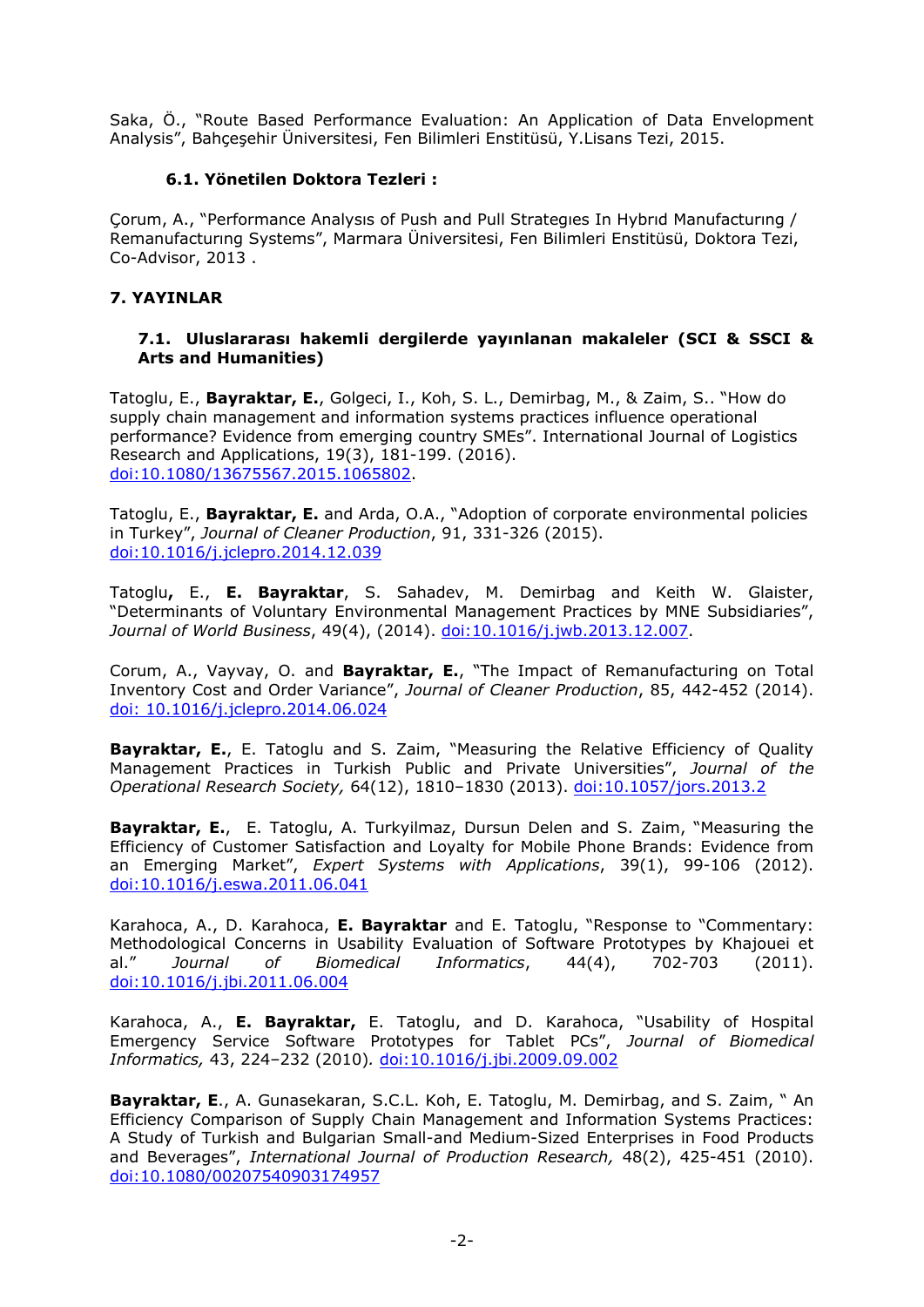Saka, Ö., "Route Based Performance Evaluation: An Application of Data Envelopment Analysis", Bahçeşehir Üniversitesi, Fen Bilimleri Enstitüsü, Y.Lisans Tezi, 2015.

### 6.1. Yönetilen Doktora Tezleri :

Çorum, A., "Performance Analysıs of Push and Pull Strategıes In Hybrıd Manufacturıng / Remanufacturıng Systems", Marmara Üniversitesi, Fen Bilimleri Enstitüsü, Doktora Tezi, Co-Advisor, 2013 .

## 7. YAYINLAR

### 7.1. Uluslararası hakemli dergilerde yayınlanan makaleler (SCI & SSCI & Arts and Humanities)

Tatoglu, E., **Bayraktar, E.**, Golgeci, I., Koh, S. L., Demirbag, M., & Zaim, S.. "How do supply chain management and information systems practices influence operational performance? Evidence from emerging country SMEs". International Journal of Logistics Research and Applications, 19(3), 181-199. (2016). doi:10.1080/13675567.2015.1065802.

Tatoglu, E., **Bayraktar, E.** and Arda, O.A., "Adoption of corporate environmental policies in Turkey", *Journal of Cleaner Production*, 91, 331-326 (2015). doi:10.1016/j.jclepro.2014.12.039

Tatoglu**,** E., **E. Bayraktar**, S. Sahadev, M. Demirbag and Keith W. Glaister, "Determinants of Voluntary Environmental Management Practices by MNE Subsidiaries", *Journal of World Business*, 49(4), (2014). doi:10.1016/j.jwb.2013.12.007.

Corum, A., Vayvay, O. and **Bayraktar, E.**, "The Impact of Remanufacturing on Total Inventory Cost and Order Variance", *Journal of Cleaner Production*, 85, 442-452 (2014). doi: 10.1016/j.jclepro.2014.06.024

**Bayraktar, E.**, E. Tatoglu and S. Zaim, "Measuring the Relative Efficiency of Quality Management Practices in Turkish Public and Private Universities", *Journal of the Operational Research Society,* 64(12), 1810–1830 (2013). doi:10.1057/jors.2013.2

**Bayraktar, E.**, E. Tatoglu, A. Turkyilmaz, Dursun Delen and S. Zaim, "Measuring the Efficiency of Customer Satisfaction and Loyalty for Mobile Phone Brands: Evidence from an Emerging Market", *Expert Systems with Applications*, 39(1), 99-106 (2012). doi:10.1016/j.eswa.2011.06.041

Karahoca, A., D. Karahoca, **E. Bayraktar** and E. Tatoglu, "Response to "Commentary: Methodological Concerns in Usability Evaluation of Software Prototypes by Khajouei et al." *Journal of Biomedical Informatics*, 44(4), 702-703 (2011). doi:10.1016/j.jbi.2011.06.004

Karahoca, A., **E. Bayraktar,** E. Tatoglu, and D. Karahoca, "Usability of Hospital Emergency Service Software Prototypes for Tablet PCs", *Journal of Biomedical Informatics,* 43, 224–232 (2010)*.* doi:10.1016/j.jbi.2009.09.002

**Bayraktar, E**., A. Gunasekaran, S.C.L. Koh, E. Tatoglu, M. Demirbag, and S. Zaim, " An Efficiency Comparison of Supply Chain Management and Information Systems Practices: A Study of Turkish and Bulgarian Small-and Medium-Sized Enterprises in Food Products and Beverages", *International Journal of Production Research,* 48(2), 425-451 (2010). doi:10.1080/00207540903174957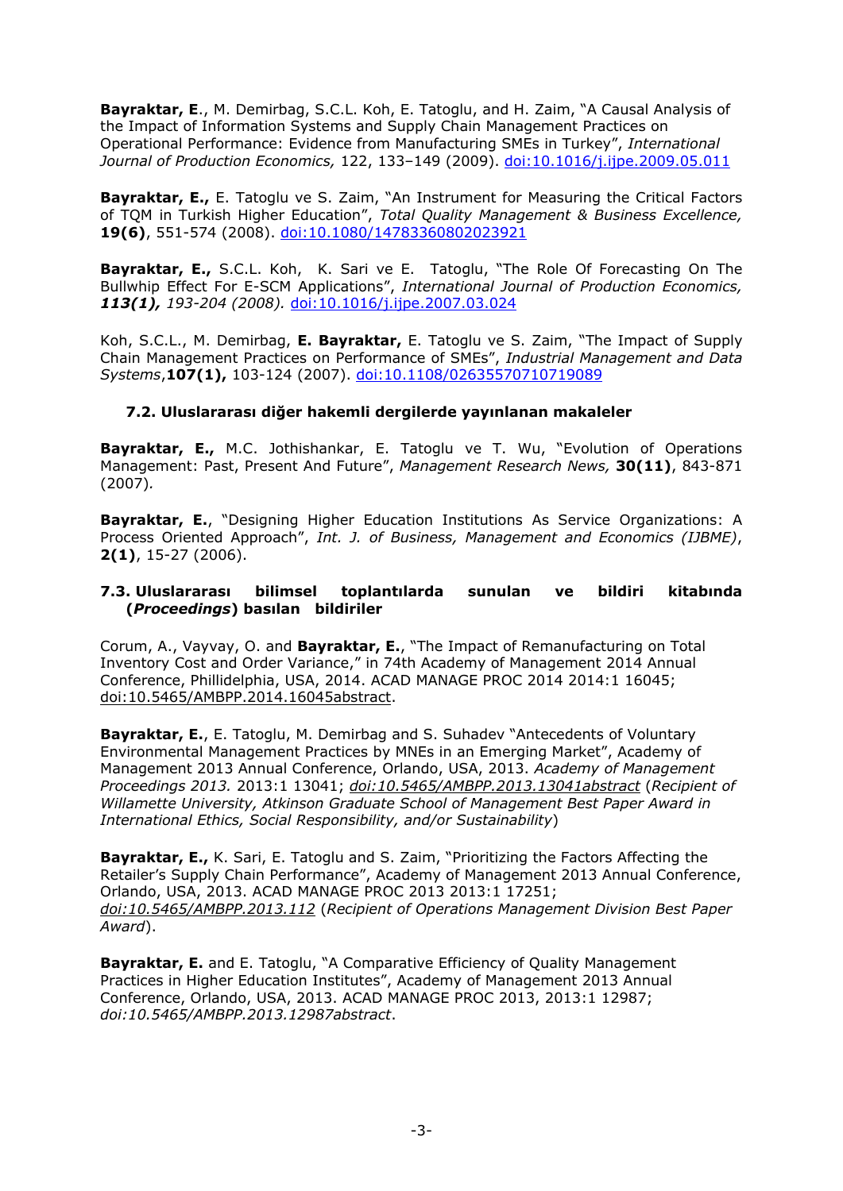**Bayraktar, E**., M. Demirbag, S.C.L. Koh, E. Tatoglu, and H. Zaim, "A Causal Analysis of the Impact of Information Systems and Supply Chain Management Practices on Operational Performance: Evidence from Manufacturing SMEs in Turkey", *International Journal of Production Economics,* 122, 133–149 (2009). doi:10.1016/j.ijpe.2009.05.011

**Bayraktar, E.,** E. Tatoglu ve S. Zaim, "An Instrument for Measuring the Critical Factors of TQM in Turkish Higher Education", *Total Quality Management & Business Excellence,* **19(6)**, 551-574 (2008). doi:10.1080/14783360802023921

**Bayraktar, E.,** S.C.L. Koh, K. Sari ve E. Tatoglu, "The Role Of Forecasting On The Bullwhip Effect For E-SCM Applications", *International Journal of Production Economics,* ***113(1),*** *193-204 (2008).* doi:10.1016/j.ijpe.2007.03.024

Koh, S.C.L., M. Demirbag, **E. Bayraktar,** E. Tatoglu ve S. Zaim, "The Impact of Supply Chain Management Practices on Performance of SMEs", *Industrial Management and Data Systems*,**107(1),** 103-124 (2007). doi:10.1108/02635570710719089

### 7.2. Uluslararası diğer hakemli dergilerde yayınlanan makaleler

**Bayraktar, E.,** M.C. Jothishankar, E. Tatoglu ve T. Wu, "Evolution of Operations Management: Past, Present And Future", *Management Research News,* **30(11)**, 843-871 (2007).

**Bayraktar, E.**, "Designing Higher Education Institutions As Service Organizations: A Process Oriented Approach", *Int. J. of Business, Management and Economics (IJBME)*, **2(1)**, 15-27 (2006).

### 7.3. Uluslararası bilimsel toplantılarda sunulan ve bildiri kitabında (*Proceedings*) basılan bildiriler

Corum, A., Vayvay, O. and **Bayraktar, E.**, "The Impact of Remanufacturing on Total Inventory Cost and Order Variance," in 74th Academy of Management 2014 Annual Conference, Phillidelphia, USA, 2014. ACAD MANAGE PROC 2014 2014:1 16045; doi:10.5465/AMBPP.2014.16045abstract.

**Bayraktar, E.**, E. Tatoglu, M. Demirbag and S. Suhadev "Antecedents of Voluntary Environmental Management Practices by MNEs in an Emerging Market", Academy of Management 2013 Annual Conference, Orlando, USA, 2013. *Academy of Management Proceedings 2013.* 2013:1 13041; *doi:10.5465/AMBPP.2013.13041abstract* (*Recipient of Willamette University, Atkinson Graduate School of Management Best Paper Award in International Ethics, Social Responsibility, and/or Sustainability*)

**Bayraktar, E.,** K. Sari, E. Tatoglu and S. Zaim, "Prioritizing the Factors Affecting the Retailer's Supply Chain Performance", Academy of Management 2013 Annual Conference, Orlando, USA, 2013. ACAD MANAGE PROC 2013 2013:1 17251; *doi:10.5465/AMBPP.2013.112* (*Recipient of Operations Management Division Best Paper Award*).

**Bayraktar, E.** and E. Tatoglu, "A Comparative Efficiency of Quality Management Practices in Higher Education Institutes", Academy of Management 2013 Annual Conference, Orlando, USA, 2013. ACAD MANAGE PROC 2013, 2013:1 12987; *doi:10.5465/AMBPP.2013.12987abstract*.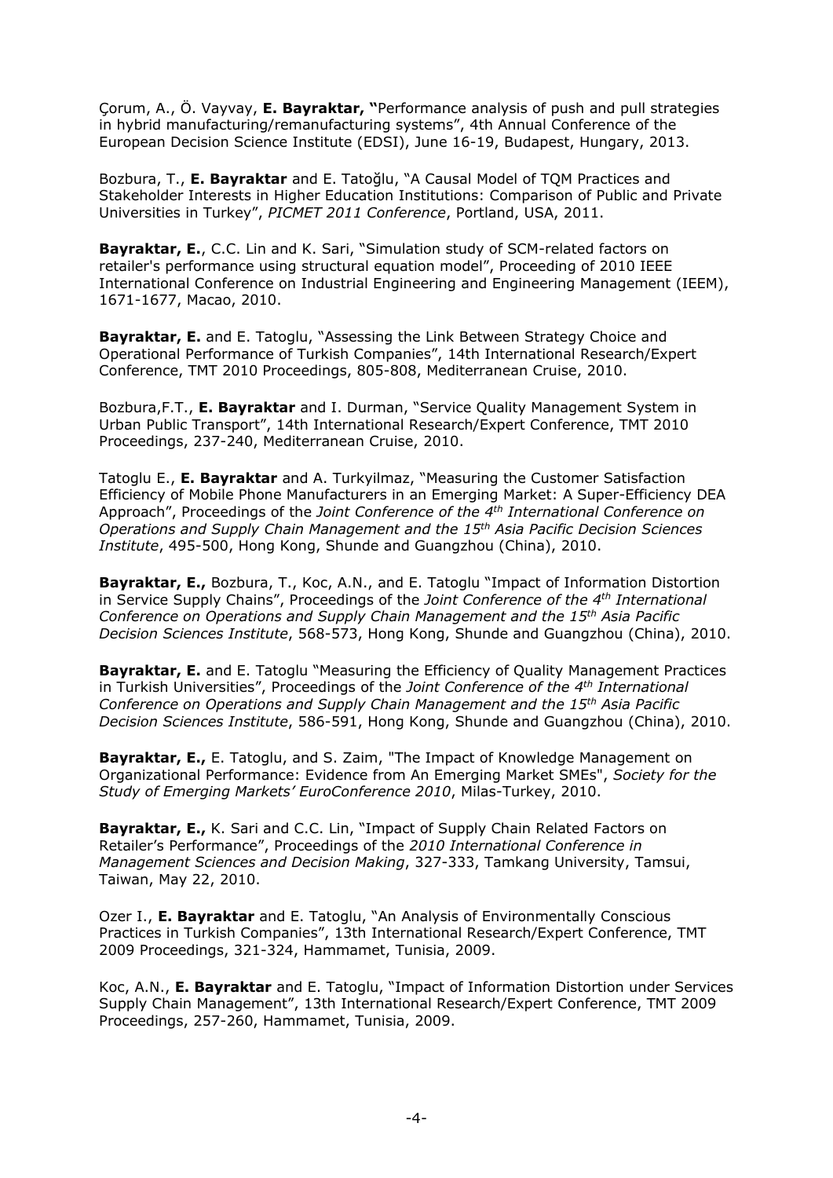Çorum, A., Ö. Vayvay, **E. Bayraktar, "**Performance analysis of push and pull strategies in hybrid manufacturing/remanufacturing systems", 4th Annual Conference of the European Decision Science Institute (EDSI), June 16-19, Budapest, Hungary, 2013.

Bozbura, T., **E. Bayraktar** and E. Tatoğlu, "A Causal Model of TQM Practices and Stakeholder Interests in Higher Education Institutions: Comparison of Public and Private Universities in Turkey", *PICMET 2011 Conference*, Portland, USA, 2011.

**Bayraktar, E.**, C.C. Lin and K. Sari, "Simulation study of SCM-related factors on retailer's performance using structural equation model", Proceeding of 2010 IEEE International Conference on Industrial Engineering and Engineering Management (IEEM), 1671-1677, Macao, 2010.

**Bayraktar, E.** and E. Tatoglu, "Assessing the Link Between Strategy Choice and Operational Performance of Turkish Companies", 14th International Research/Expert Conference, TMT 2010 Proceedings, 805-808, Mediterranean Cruise, 2010.

Bozbura,F.T., **E. Bayraktar** and I. Durman, "Service Quality Management System in Urban Public Transport", 14th International Research/Expert Conference, TMT 2010 Proceedings, 237-240, Mediterranean Cruise, 2010.

Tatoglu E., **E. Bayraktar** and A. Turkyilmaz, "Measuring the Customer Satisfaction Efficiency of Mobile Phone Manufacturers in an Emerging Market: A Super-Efficiency DEA Approach", Proceedings of the *Joint Conference of the 4th International Conference on Operations and Supply Chain Management and the 15th Asia Pacific Decision Sciences Institute*, 495-500, Hong Kong, Shunde and Guangzhou (China), 2010.

**Bayraktar, E.,** Bozbura, T., Koc, A.N., and E. Tatoglu "Impact of Information Distortion in Service Supply Chains", Proceedings of the *Joint Conference of the 4th International Conference on Operations and Supply Chain Management and the 15th Asia Pacific Decision Sciences Institute*, 568-573, Hong Kong, Shunde and Guangzhou (China), 2010.

**Bayraktar, E.** and E. Tatoglu "Measuring the Efficiency of Quality Management Practices in Turkish Universities", Proceedings of the *Joint Conference of the 4th International Conference on Operations and Supply Chain Management and the 15th Asia Pacific Decision Sciences Institute*, 586-591, Hong Kong, Shunde and Guangzhou (China), 2010.

**Bayraktar, E.,** E. Tatoglu, and S. Zaim, "The Impact of Knowledge Management on Organizational Performance: Evidence from An Emerging Market SMEs", *Society for the Study of Emerging Markets' EuroConference 2010*, Milas-Turkey, 2010.

**Bayraktar, E.,** K. Sari and C.C. Lin, "Impact of Supply Chain Related Factors on Retailer's Performance", Proceedings of the *2010 International Conference in Management Sciences and Decision Making*, 327-333, Tamkang University, Tamsui, Taiwan, May 22, 2010.

Ozer I., **E. Bayraktar** and E. Tatoglu, "An Analysis of Environmentally Conscious Practices in Turkish Companies", 13th International Research/Expert Conference, TMT 2009 Proceedings, 321-324, Hammamet, Tunisia, 2009.

Koc, A.N., **E. Bayraktar** and E. Tatoglu, "Impact of Information Distortion under Services Supply Chain Management", 13th International Research/Expert Conference, TMT 2009 Proceedings, 257-260, Hammamet, Tunisia, 2009.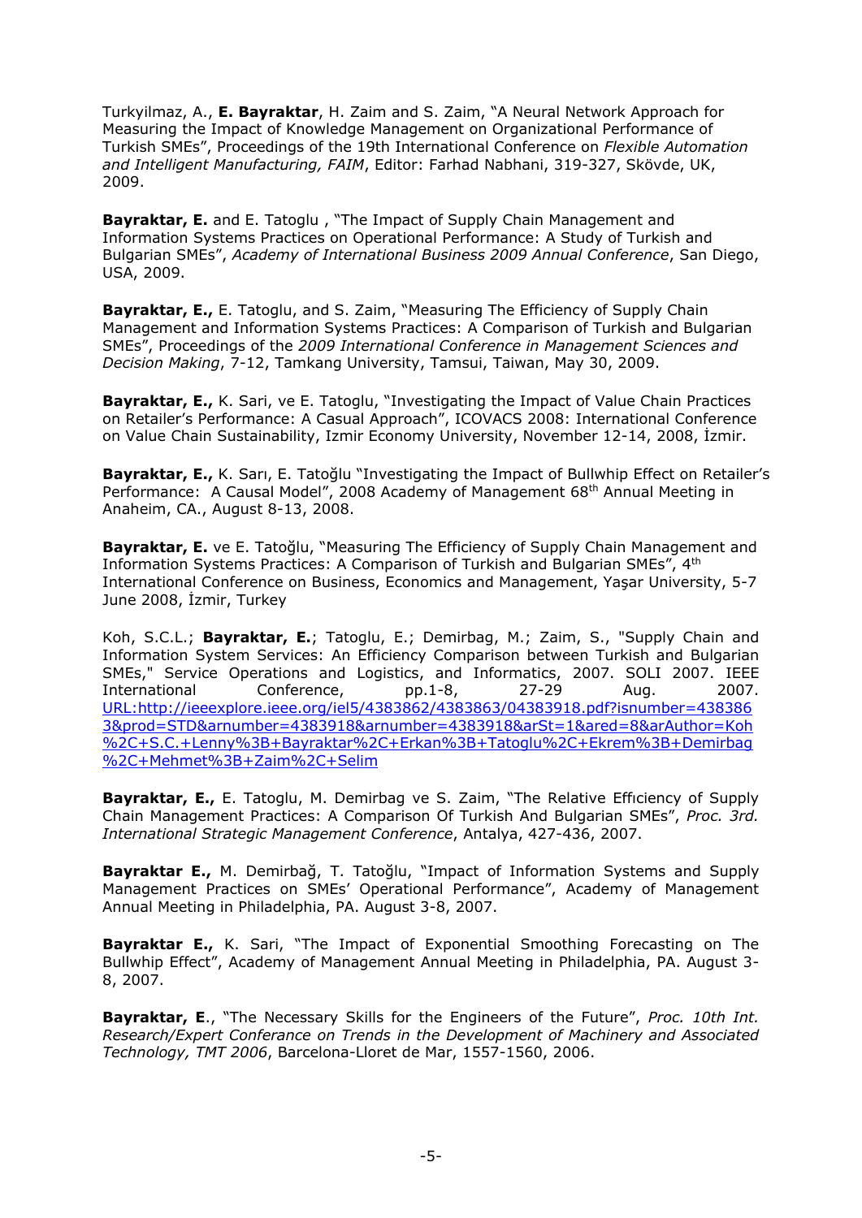Turkyilmaz, A., **E. Bayraktar**, H. Zaim and S. Zaim, "A Neural Network Approach for Measuring the Impact of Knowledge Management on Organizational Performance of Turkish SMEs", Proceedings of the 19th International Conference on *Flexible Automation and Intelligent Manufacturing, FAIM*, Editor: Farhad Nabhani, 319-327, Skövde, UK, 2009.

**Bayraktar, E.** and E. Tatoglu , "The Impact of Supply Chain Management and Information Systems Practices on Operational Performance: A Study of Turkish and Bulgarian SMEs", *Academy of International Business 2009 Annual Conference*, San Diego, USA, 2009.

**Bayraktar, E.,** E. Tatoglu, and S. Zaim, "Measuring The Efficiency of Supply Chain Management and Information Systems Practices: A Comparison of Turkish and Bulgarian SMEs", Proceedings of the *2009 International Conference in Management Sciences and Decision Making*, 7-12, Tamkang University, Tamsui, Taiwan, May 30, 2009.

**Bayraktar, E.,** K. Sari, ve E. Tatoglu, "Investigating the Impact of Value Chain Practices on Retailer's Performance: A Casual Approach", ICOVACS 2008: International Conference on Value Chain Sustainability, Izmir Economy University, November 12-14, 2008, İzmir.

**Bayraktar, E.,** K. Sarı, E. Tatoğlu "Investigating the Impact of Bullwhip Effect on Retailer's Performance:  A Causal Model", 2008 Academy of Management 68th Annual Meeting in Anaheim, CA., August 8-13, 2008.

**Bayraktar, E.** ve E. Tatoğlu, "Measuring The Efficiency of Supply Chain Management and Information Systems Practices: A Comparison of Turkish and Bulgarian SMEs", 4th International Conference on Business, Economics and Management, Yaşar University, 5-7 June 2008, İzmir, Turkey

Koh, S.C.L.; **Bayraktar, E.**; Tatoglu, E.; Demirbag, M.; Zaim, S., "Supply Chain and Information System Services: An Efficiency Comparison between Turkish and Bulgarian SMEs," Service Operations and Logistics, and Informatics, 2007. SOLI 2007. IEEE International Conference, pp.1-8, 27-29 Aug. 2007. URL:http://ieeexplore.ieee.org/iel5/4383862/4383863/04383918.pdf?isnumber=4383863&prod=STD&arnumber=4383918&arnumber=4383918&arSt=1&ared=8&arAuthor=Koh%2C+S.C.L.+Lenny%3B+Bayraktar%2C+Erkan%3B+Tatoglu%2C+Ekrem%3B+Demirbag%2C+Mehmet%3B+Zaim%2C+Selim

**Bayraktar, E.,** E. Tatoglu, M. Demirbag ve S. Zaim, "The Relative Efficiency of Supply Chain Management Practices: A Comparison Of Turkish And Bulgarian SMEs", *Proc. 3rd. International Strategic Management Conference*, Antalya, 427-436, 2007.

**Bayraktar E.,** M. Demirbağ, T. Tatoğlu, "Impact of Information Systems and Supply Management Practices on SMEs' Operational Performance", Academy of Management Annual Meeting in Philadelphia, PA. August 3-8, 2007.

**Bayraktar E.,** K. Sari, "The Impact of Exponential Smoothing Forecasting on The Bullwhip Effect", Academy of Management Annual Meeting in Philadelphia, PA. August 3-8, 2007.

**Bayraktar, E**., "The Necessary Skills for the Engineers of the Future", *Proc. 10th Int. Research/Expert Conferance on Trends in the Development of Machinery and Associated Technology, TMT 2006*, Barcelona-Lloret de Mar, 1557-1560, 2006.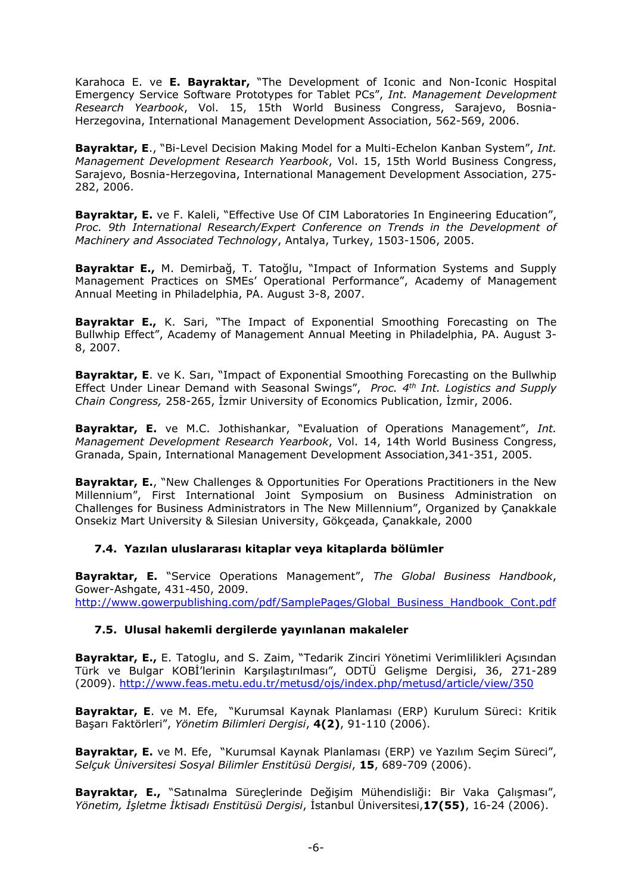Karahoca E. ve **E. Bayraktar,** "The Development of Iconic and Non-Iconic Hospital Emergency Service Software Prototypes for Tablet PCs", *Int. Management Development Research Yearbook*, Vol. 15, 15th World Business Congress, Sarajevo, Bosnia-Herzegovina, International Management Development Association, 562-569, 2006.

**Bayraktar, E**., "Bi-Level Decision Making Model for a Multi-Echelon Kanban System", *Int. Management Development Research Yearbook*, Vol. 15, 15th World Business Congress, Sarajevo, Bosnia-Herzegovina, International Management Development Association, 275-282, 2006.

**Bayraktar, E.** ve F. Kaleli, "Effective Use Of CIM Laboratories In Engineering Education", *Proc. 9th International Research/Expert Conference on Trends in the Development of Machinery and Associated Technology*, Antalya, Turkey, 1503-1506, 2005.

**Bayraktar E.,** M. Demirbağ, T. Tatoğlu, "Impact of Information Systems and Supply Management Practices on SMEs' Operational Performance", Academy of Management Annual Meeting in Philadelphia, PA. August 3-8, 2007.

**Bayraktar E.,** K. Sari, "The Impact of Exponential Smoothing Forecasting on The Bullwhip Effect", Academy of Management Annual Meeting in Philadelphia, PA. August 3-8, 2007.

**Bayraktar, E**. ve K. Sarı, "Impact of Exponential Smoothing Forecasting on the Bullwhip Effect Under Linear Demand with Seasonal Swings", *Proc. 4th Int. Logistics and Supply Chain Congress,* 258-265, İzmir University of Economics Publication, İzmir, 2006.

**Bayraktar, E.** ve M.C. Jothishankar, "Evaluation of Operations Management", *Int. Management Development Research Yearbook*, Vol. 14, 14th World Business Congress, Granada, Spain, International Management Development Association,341-351, 2005.

**Bayraktar, E.**, "New Challenges & Opportunities For Operations Practitioners in the New Millennium", First International Joint Symposium on Business Administration on Challenges for Business Administrators in The New Millennium", Organized by Çanakkale Onsekiz Mart University & Silesian University, Gökçeada, Çanakkale, 2000

### 7.4. Yazılan uluslararası kitaplar veya kitaplarda bölümler

**Bayraktar, E.** "Service Operations Management", *The Global Business Handbook*, Gower-Ashgate, 431-450, 2009.
http://www.gowerpublishing.com/pdf/SamplePages/Global_Business_Handbook_Cont.pdf

### 7.5. Ulusal hakemli dergilerde yayınlanan makaleler

**Bayraktar, E.,** E. Tatoglu, and S. Zaim, "Tedarik Zinciri Yönetimi Verimlilikleri Açısından Türk ve Bulgar KOBİ'lerinin Karşılaştırılması", ODTÜ Gelişme Dergisi, 36, 271-289 (2009). http://www.feas.metu.edu.tr/metusd/ojs/index.php/metusd/article/view/350

**Bayraktar, E**. ve M. Efe, "Kurumsal Kaynak Planlaması (ERP) Kurulum Süreci: Kritik Başarı Faktörleri", *Yönetim Bilimleri Dergisi*, **4(2)**, 91-110 (2006).

**Bayraktar, E.** ve M. Efe, "Kurumsal Kaynak Planlaması (ERP) ve Yazılım Seçim Süreci", *Selçuk Üniversitesi Sosyal Bilimler Enstitüsü Dergisi*, **15**, 689-709 (2006).

**Bayraktar, E.,** "Satınalma Süreçlerinde Değişim Mühendisliği: Bir Vaka Çalışması", *Yönetim, İşletme İktisadı Enstitüsü Dergisi*, İstanbul Üniversitesi,**17(55)**, 16-24 (2006).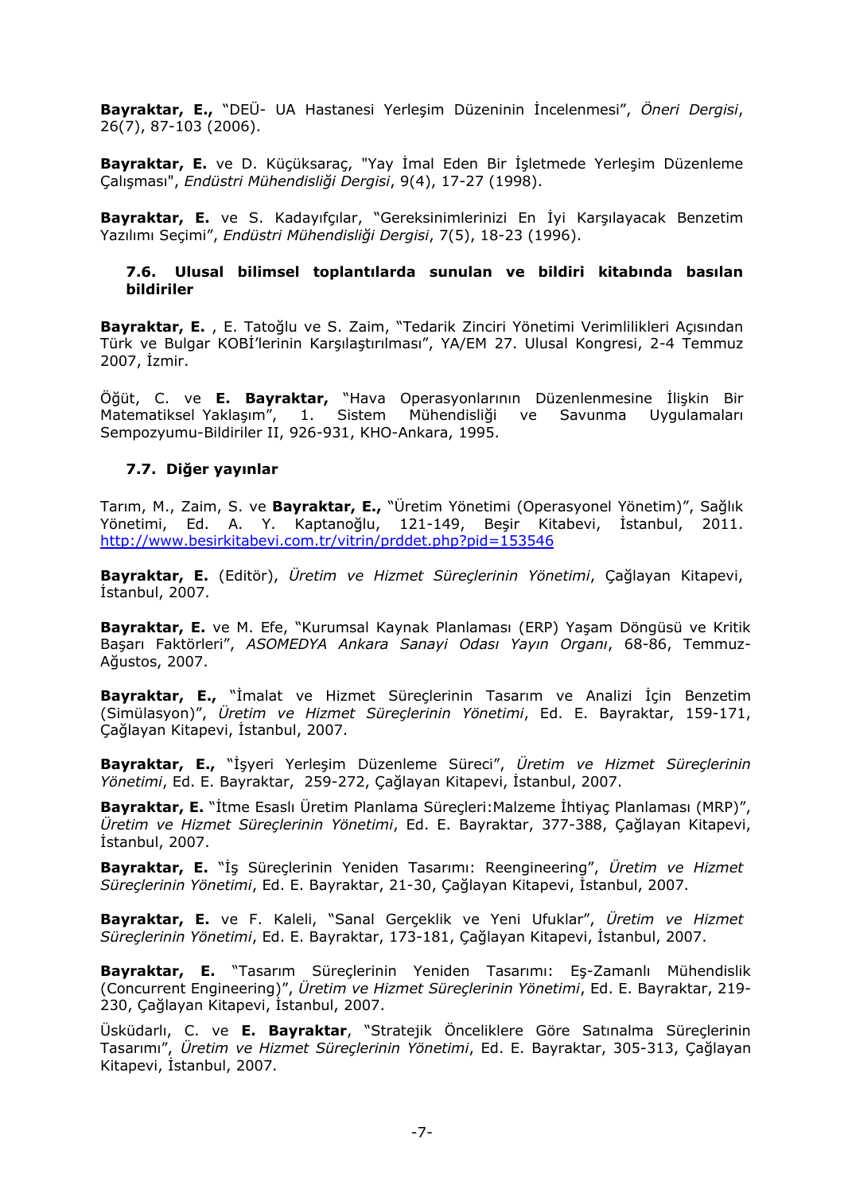**Bayraktar, E.,** "DEÜ- UA Hastanesi Yerleşim Düzeninin İncelenmesi", *Öneri Dergisi*, 26(7), 87-103 (2006).

**Bayraktar, E.** ve D. Küçüksaraç, "Yay İmal Eden Bir İşletmede Yerleşim Düzenleme Çalışması", *Endüstri Mühendisliği Dergisi*, 9(4), 17-27 (1998).

**Bayraktar, E.** ve S. Kadayıfçılar, "Gereksinimlerinizi En İyi Karşılayacak Benzetim Yazılımı Seçimi", *Endüstri Mühendisliği Dergisi*, 7(5), 18-23 (1996).

### 7.6. Ulusal bilimsel toplantılarda sunulan ve bildiri kitabında basılan bildiriler

**Bayraktar, E.** , E. Tatoğlu ve S. Zaim, "Tedarik Zinciri Yönetimi Verimlilikleri Açısından Türk ve Bulgar KOBİ'lerinin Karşılaştırılması", YA/EM 27. Ulusal Kongresi, 2-4 Temmuz 2007, İzmir.

Öğüt, C. ve **E. Bayraktar,** "Hava Operasyonlarının Düzenlenmesine İlişkin Bir Matematiksel Yaklaşım", 1. Sistem Mühendisliği ve Savunma Uygulamaları Sempozyumu-Bildiriler II, 926-931, KHO-Ankara, 1995.

### 7.7. Diğer yayınlar

Tarım, M., Zaim, S. ve **Bayraktar, E.,** "Üretim Yönetimi (Operasyonel Yönetim)", Sağlık Yönetimi, Ed. A. Y. Kaptanoğlu, 121-149, Beşir Kitabevi, İstanbul, 2011. http://www.besirkitabevi.com.tr/vitrin/prddet.php?pid=153546

**Bayraktar, E.** (Editör), *Üretim ve Hizmet Süreçlerinin Yönetimi*, Çağlayan Kitapevi, İstanbul, 2007.

**Bayraktar, E.** ve M. Efe, "Kurumsal Kaynak Planlaması (ERP) Yaşam Döngüsü ve Kritik Başarı Faktörleri", *ASOMEDYA Ankara Sanayi Odası Yayın Organı*, 68-86, Temmuz-Ağustos, 2007.

**Bayraktar, E.,** "İmalat ve Hizmet Süreçlerinin Tasarım ve Analizi İçin Benzetim (Simülasyon)", *Üretim ve Hizmet Süreçlerinin Yönetimi*, Ed. E. Bayraktar, 159-171, Çağlayan Kitapevi, İstanbul, 2007.

**Bayraktar, E.,** "İşyeri Yerleşim Düzenleme Süreci", *Üretim ve Hizmet Süreçlerinin Yönetimi*, Ed. E. Bayraktar, 259-272, Çağlayan Kitapevi, İstanbul, 2007.

**Bayraktar, E.** "İtme Esaslı Üretim Planlama Süreçleri:Malzeme İhtiyaç Planlaması (MRP)", *Üretim ve Hizmet Süreçlerinin Yönetimi*, Ed. E. Bayraktar, 377-388, Çağlayan Kitapevi, İstanbul, 2007.

**Bayraktar, E.** "İş Süreçlerinin Yeniden Tasarımı: Reengineering", *Üretim ve Hizmet Süreçlerinin Yönetimi*, Ed. E. Bayraktar, 21-30, Çağlayan Kitapevi, İstanbul, 2007.

**Bayraktar, E.** ve F. Kaleli, "Sanal Gerçeklik ve Yeni Ufuklar", *Üretim ve Hizmet Süreçlerinin Yönetimi*, Ed. E. Bayraktar, 173-181, Çağlayan Kitapevi, İstanbul, 2007.

**Bayraktar, E.** "Tasarım Süreçlerinin Yeniden Tasarımı: Eş-Zamanlı Mühendislik (Concurrent Engineering)", *Üretim ve Hizmet Süreçlerinin Yönetimi*, Ed. E. Bayraktar, 219-230, Çağlayan Kitapevi, İstanbul, 2007.

Üsküdarlı, C. ve **E. Bayraktar**, "Stratejik Önceliklere Göre Satınalma Süreçlerinin Tasarımı", *Üretim ve Hizmet Süreçlerinin Yönetimi*, Ed. E. Bayraktar, 305-313, Çağlayan Kitapevi, İstanbul, 2007.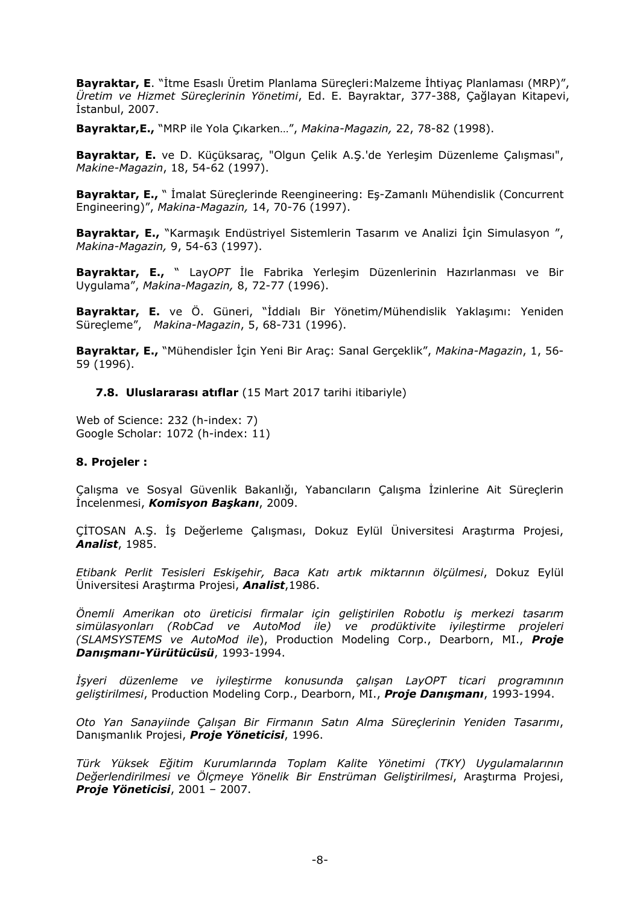**Bayraktar, E**. "İtme Esaslı Üretim Planlama Süreçleri:Malzeme İhtiyaç Planlaması (MRP)", *Üretim ve Hizmet Süreçlerinin Yönetimi*, Ed. E. Bayraktar, 377-388, Çağlayan Kitapevi, İstanbul, 2007.

**Bayraktar,E.,** "MRP ile Yola Çıkarken…", *Makina-Magazin,* 22, 78-82 (1998).

**Bayraktar, E.** ve D. Küçüksaraç, "Olgun Çelik A.Ş.'de Yerleşim Düzenleme Çalışması", *Makine-Magazin*, 18, 54-62 (1997).

**Bayraktar, E.,** " İmalat Süreçlerinde Reengineering: Eş-Zamanlı Mühendislik (Concurrent Engineering)", *Makina-Magazin,* 14, 70-76 (1997).

**Bayraktar, E.,** "Karmaşık Endüstriyel Sistemlerin Tasarım ve Analizi İçin Simulasyon ", *Makina-Magazin,* 9, 54-63 (1997).

**Bayraktar, E.,** " Lay*OPT* İle Fabrika Yerleşim Düzenlerinin Hazırlanması ve Bir Uygulama", *Makina-Magazin,* 8, 72-77 (1996).

**Bayraktar, E.** ve Ö. Güneri, "İddialı Bir Yönetim/Mühendislik Yaklaşımı: Yeniden Süreçleme", *Makina-Magazin*, 5, 68-731 (1996).

**Bayraktar, E.,** "Mühendisler İçin Yeni Bir Araç: Sanal Gerçeklik", *Makina-Magazin*, 1, 56-59 (1996).

### 7.8. Uluslararası atıflar (15 Mart 2017 tarihi itibariyle)

Web of Science: 232 (h-index: 7)
Google Scholar: 1072 (h-index: 11)

## 8. Projeler :

Çalışma ve Sosyal Güvenlik Bakanlığı, Yabancıların Çalışma İzinlerine Ait Süreçlerin İncelenmesi, ***Komisyon Başkanı***, 2009.

ÇİTOSAN A.Ş. İş Değerleme Çalışması, Dokuz Eylül Üniversitesi Araştırma Projesi, ***Analist***, 1985.

*Etibank Perlit Tesisleri Eskişehir, Baca Katı artık miktarının ölçülmesi*, Dokuz Eylül Üniversitesi Araştırma Projesi, ***Analist***,1986.

*Önemli Amerikan oto üreticisi firmalar için geliştirilen Robotlu iş merkezi tasarım simülasyonları (RobCad ve AutoMod ile) ve prodüktivite iyileştirme projeleri (SLAMSYSTEMS ve AutoMod ile*), Production Modeling Corp., Dearborn, MI., ***Proje Danışmanı-Yürütücüsü***, 1993-1994.

*İşyeri düzenleme ve iyileştirme konusunda çalışan LayOPT ticari programının geliştirilmesi*, Production Modeling Corp., Dearborn, MI., ***Proje Danışmanı***, 1993-1994.

*Oto Yan Sanayiinde Çalışan Bir Firmanın Satın Alma Süreçlerinin Yeniden Tasarımı*, Danışmanlık Projesi, ***Proje Yöneticisi***, 1996.

*Türk Yüksek Eğitim Kurumlarında Toplam Kalite Yönetimi (TKY) Uygulamalarının Değerlendirilmesi ve Ölçmeye Yönelik Bir Enstrüman Geliştirilmesi*, Araştırma Projesi, ***Proje Yöneticisi***, 2001 – 2007.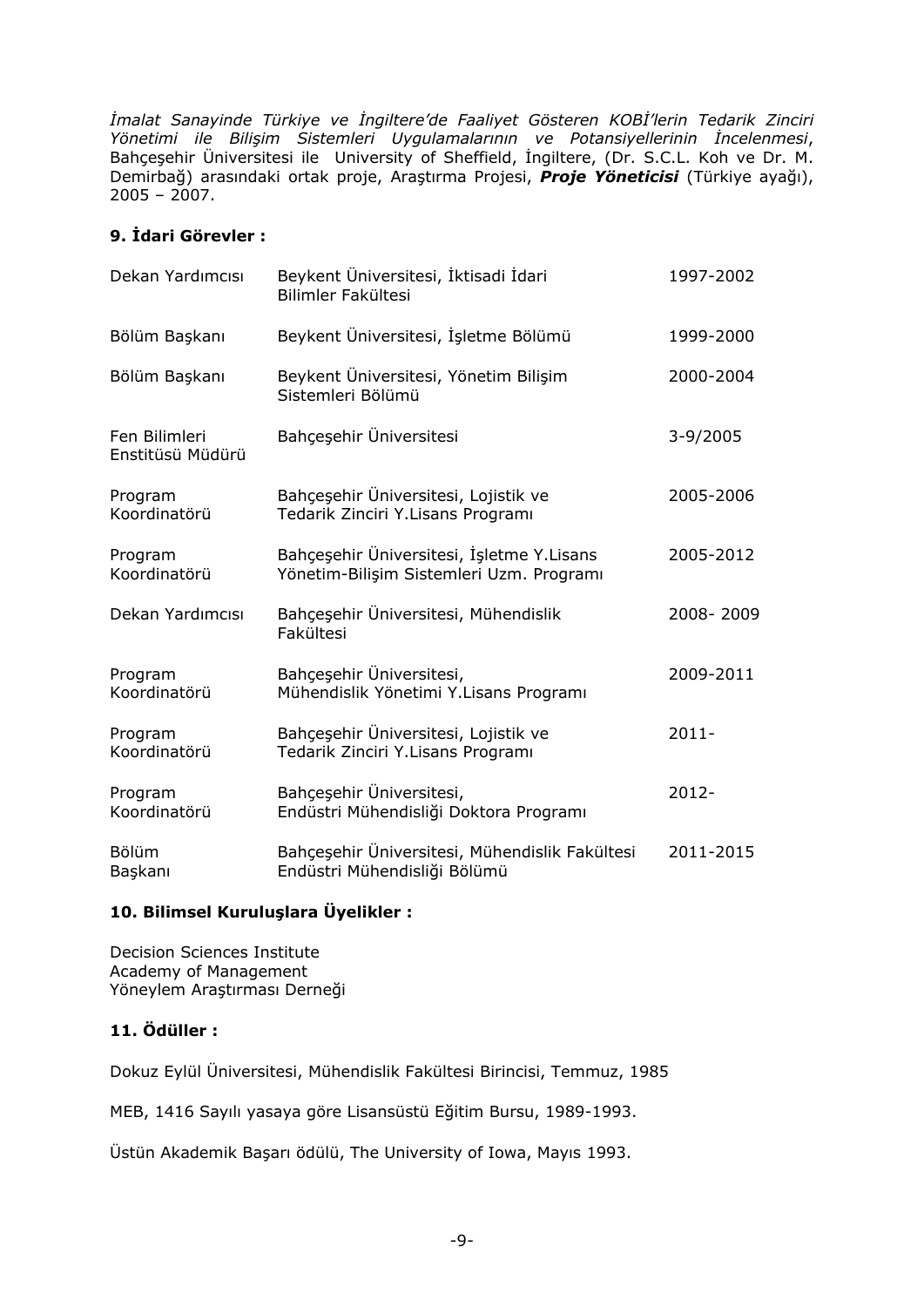*İmalat Sanayinde Türkiye ve İngiltere'de Faaliyet Gösteren KOBİ'lerin Tedarik Zinciri Yönetimi ile Bilişim Sistemleri Uygulamalarının ve Potansiyellerinin İncelenmesi*, Bahçeşehir Üniversitesi ile University of Sheffield, İngiltere, (Dr. S.C.L. Koh ve Dr. M. Demirbağ) arasındaki ortak proje, Araştırma Projesi, ***Proje Yöneticisi*** (Türkiye ayağı), 2005 – 2007.

## 9. İdari Görevler :

| | | |
|---|---|---|
| Dekan Yardımcısı | Beykent Üniversitesi, İktisadi İdari Bilimler Fakültesi | 1997-2002 |
| Bölüm Başkanı | Beykent Üniversitesi, İşletme Bölümü | 1999-2000 |
| Bölüm Başkanı | Beykent Üniversitesi, Yönetim Bilişim Sistemleri Bölümü | 2000-2004 |
| Fen Bilimleri Enstitüsü Müdürü | Bahçeşehir Üniversitesi | 3-9/2005 |
| Program Koordinatörü | Bahçeşehir Üniversitesi, Lojistik ve Tedarik Zinciri Y.Lisans Programı | 2005-2006 |
| Program Koordinatörü | Bahçeşehir Üniversitesi, İşletme Y.Lisans Yönetim-Bilişim Sistemleri Uzm. Programı | 2005-2012 |
| Dekan Yardımcısı | Bahçeşehir Üniversitesi, Mühendislik Fakültesi | 2008- 2009 |
| Program Koordinatörü | Bahçeşehir Üniversitesi, Mühendislik Yönetimi Y.Lisans Programı | 2009-2011 |
| Program Koordinatörü | Bahçeşehir Üniversitesi, Lojistik ve Tedarik Zinciri Y.Lisans Programı | 2011- |
| Program Koordinatörü | Bahçeşehir Üniversitesi, Endüstri Mühendisliği Doktora Programı | 2012- |
| Bölüm Başkanı | Bahçeşehir Üniversitesi, Mühendislik Fakültesi Endüstri Mühendisliği Bölümü | 2011-2015 |

## 10. Bilimsel Kuruluşlara Üyelikler :

Decision Sciences Institute
Academy of Management
Yöneylem Araştırması Derneği

## 11. Ödüller :

Dokuz Eylül Üniversitesi, Mühendislik Fakültesi Birincisi, Temmuz, 1985

MEB, 1416 Sayılı yasaya göre Lisansüstü Eğitim Bursu, 1989-1993.

Üstün Akademik Başarı ödülü, The University of Iowa, Mayıs 1993.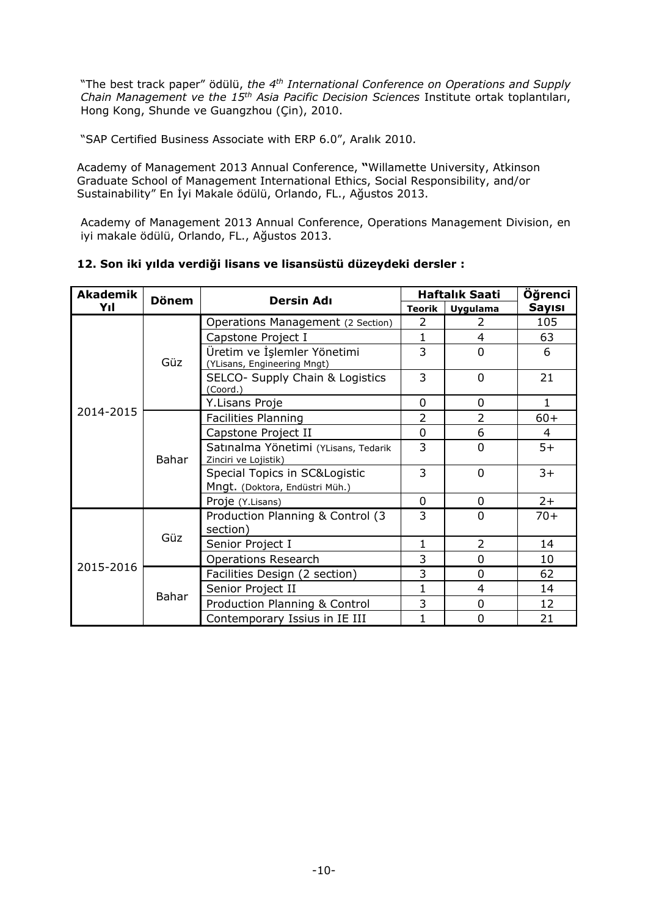"The best track paper" ödülü, *the 4th International Conference on Operations and Supply Chain Management ve the 15th Asia Pacific Decision Sciences* Institute ortak toplantıları, Hong Kong, Shunde ve Guangzhou (Çin), 2010.

"SAP Certified Business Associate with ERP 6.0", Aralık 2010.

Academy of Management 2013 Annual Conference, **"**Willamette University, Atkinson Graduate School of Management International Ethics, Social Responsibility, and/or Sustainability" En İyi Makale ödülü, Orlando, FL., Ağustos 2013.

Academy of Management 2013 Annual Conference, Operations Management Division, en iyi makale ödülü, Orlando, FL., Ağustos 2013.

**12. Son iki yılda verdiği lisans ve lisansüstü düzeydeki dersler :**

| Akademik Yıl | Dönem | Dersin Adı | Haftalık Saati | | Öğrenci Sayısı |
|---|---|---|---|---|---|
| | | | Teorik | Uygulama | |
| 2014-2015 | Güz | Operations Management (2 Section) | 2 | 2 | 105 |
| | | Capstone Project I | 1 | 4 | 63 |
| | | Üretim ve İşlemler Yönetimi (YLisans, Engineering Mngt) | 3 | 0 | 6 |
| | | SELCO- Supply Chain & Logistics (Coord.) | 3 | 0 | 21 |
| | | Y.Lisans Proje | 0 | 0 | 1 |
| | Bahar | Facilities Planning | 2 | 2 | 60+ |
| | | Capstone Project II | 0 | 6 | 4 |
| | | Satınalma Yönetimi (YLisans, Tedarik Zinciri ve Lojistik) | 3 | 0 | 5+ |
| | | Special Topics in SC&Logistic Mngt. (Doktora, Endüstri Müh.) | 3 | 0 | 3+ |
| | | Proje (Y.Lisans) | 0 | 0 | 2+ |
| 2015-2016 | Güz | Production Planning & Control (3 section) | 3 | 0 | 70+ |
| | | Senior Project I | 1 | 2 | 14 |
| | | Operations Research | 3 | 0 | 10 |
| | Bahar | Facilities Design (2 section) | 3 | 0 | 62 |
| | | Senior Project II | 1 | 4 | 14 |
| | | Production Planning & Control | 3 | 0 | 12 |
| | | Contemporary Issius in IE III | 1 | 0 | 21 |